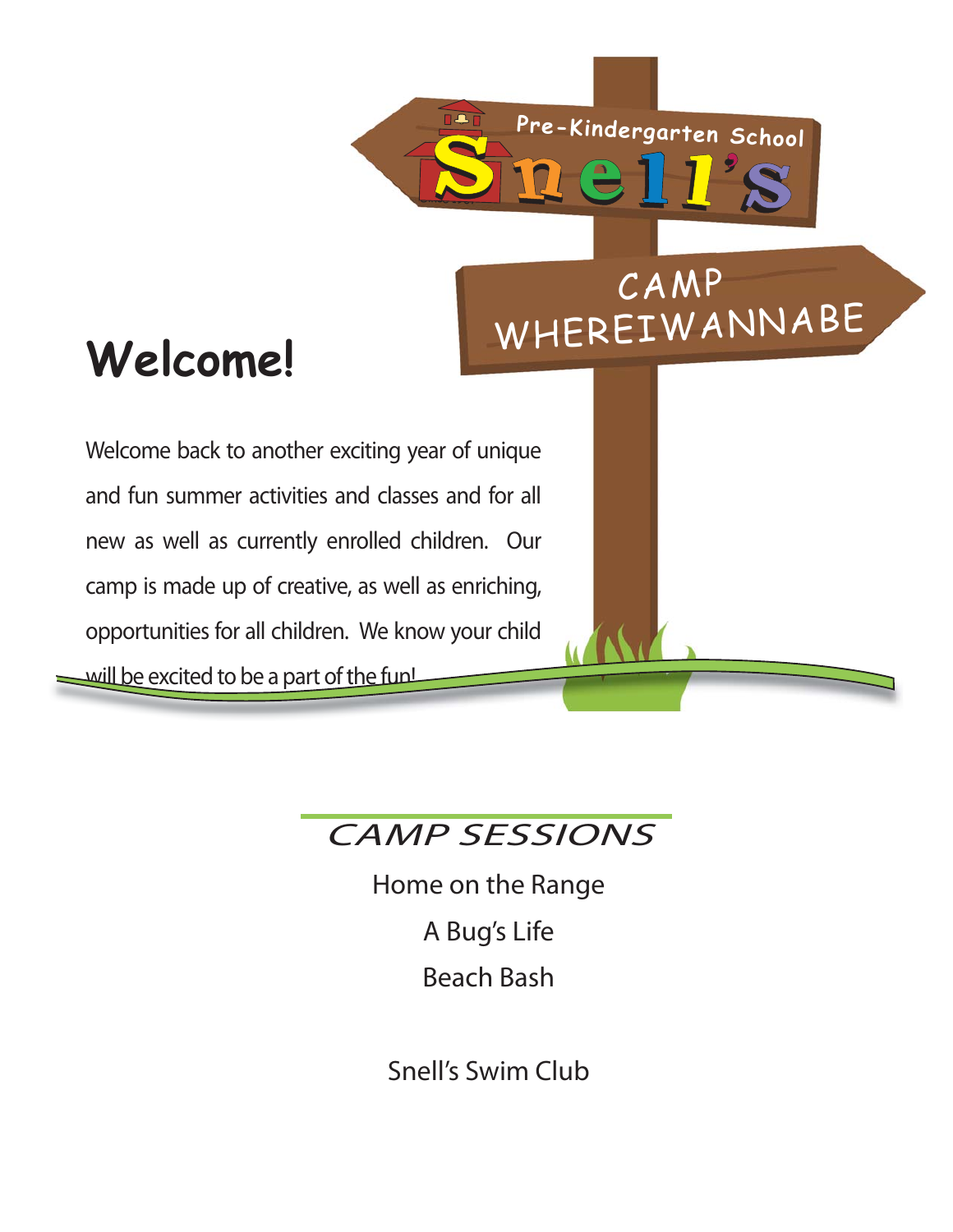Pre-Kindergarten School

**Snell's**

CAMP WHEREIWANNABE

# Welcome!

Welcome back to another exciting year of unique and fun summer activities and classes and for all new as well as currently enrolled children. Our camp is made up of creative, as well as enriching, opportunities for all children. We know your child will be excited to be a part of the fun!

## *CAMP SESSIONS*

Home on the Range

A Bug's Life

Beach Bash

Snell's Swim Club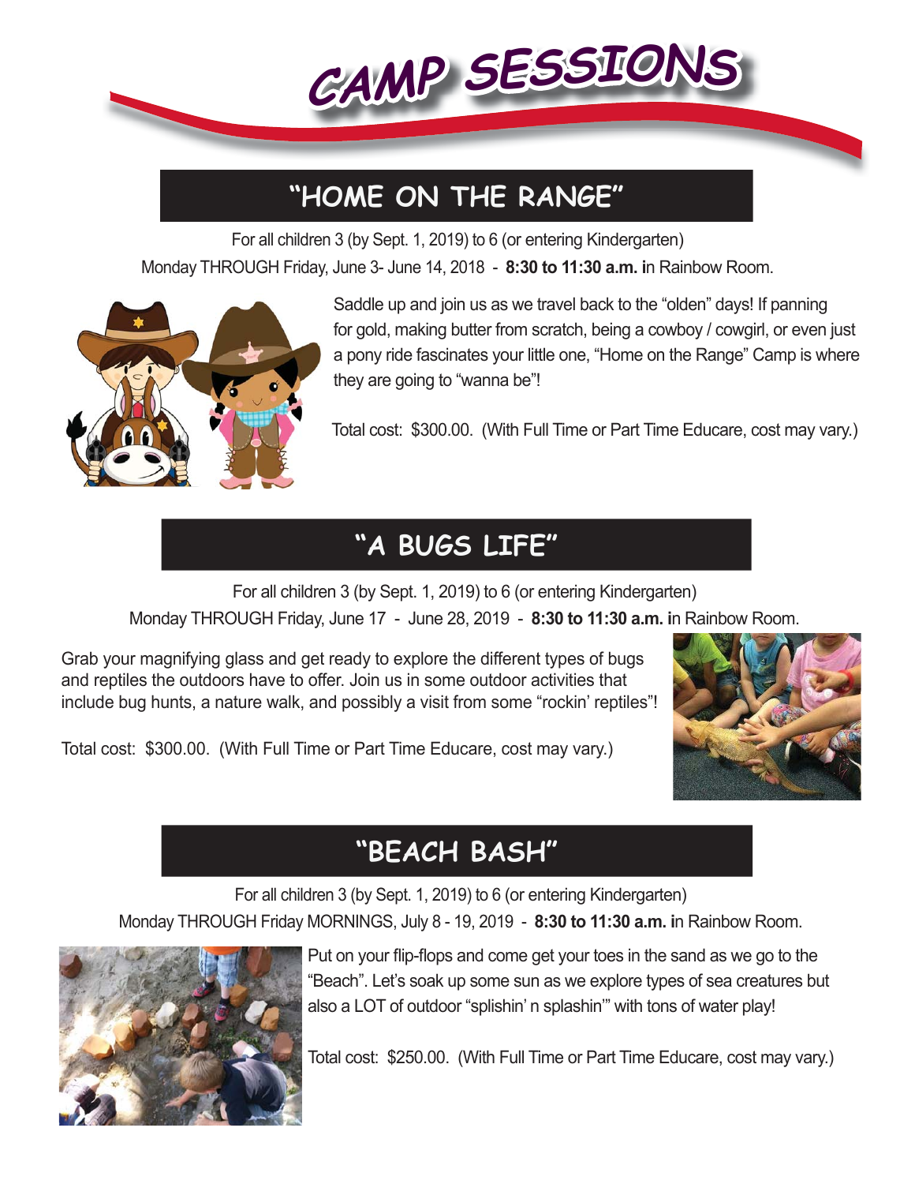# CAMP SESSIONS

## "HOME ON THE RANGE"

For all children 3 (by Sept. 1, 2019) to 6 (or entering Kindergarten)

Monday THROUGH Friday, June 3- June 14, 2018 - **8:30 to 11:30 a.m. i**n Rainbow Room.

Saddle up and join us as we travel back to the "olden" days! If panning for gold, making butter from scratch, being a cowboy / cowgirl, or even just a pony ride fascinates your little one, "Home on the Range" Camp is where they are going to "wanna be"!

Total cost: $300.00. (With Full Time or Part Time Educare, cost may vary.)

## "A BUGS LIFE"

For all children 3 (by Sept. 1, 2019) to 6 (or entering Kindergarten)

Monday THROUGH Friday, June 17 - June 28, 2019 - **8:30 to 11:30 a.m. i**n Rainbow Room.

Grab your magnifying glass and get ready to explore the different types of bugs and reptiles the outdoors have to offer. Join us in some outdoor activities that include bug hunts, a nature walk, and possibly a visit from some "rockin' reptiles"!

Total cost: $300.00. (With Full Time or Part Time Educare, cost may vary.)

## "BEACH BASH"

For all children 3 (by Sept. 1, 2019) to 6 (or entering Kindergarten)

Monday THROUGH Friday MORNINGS, July 8 - 19, 2019 - **8:30 to 11:30 a.m. i**n Rainbow Room.

Put on your flip-flops and come get your toes in the sand as we go to the "Beach". Let's soak up some sun as we explore types of sea creatures but also a LOT of outdoor "splishin' n splashin'" with tons of water play!

Total cost: $250.00. (With Full Time or Part Time Educare, cost may vary.)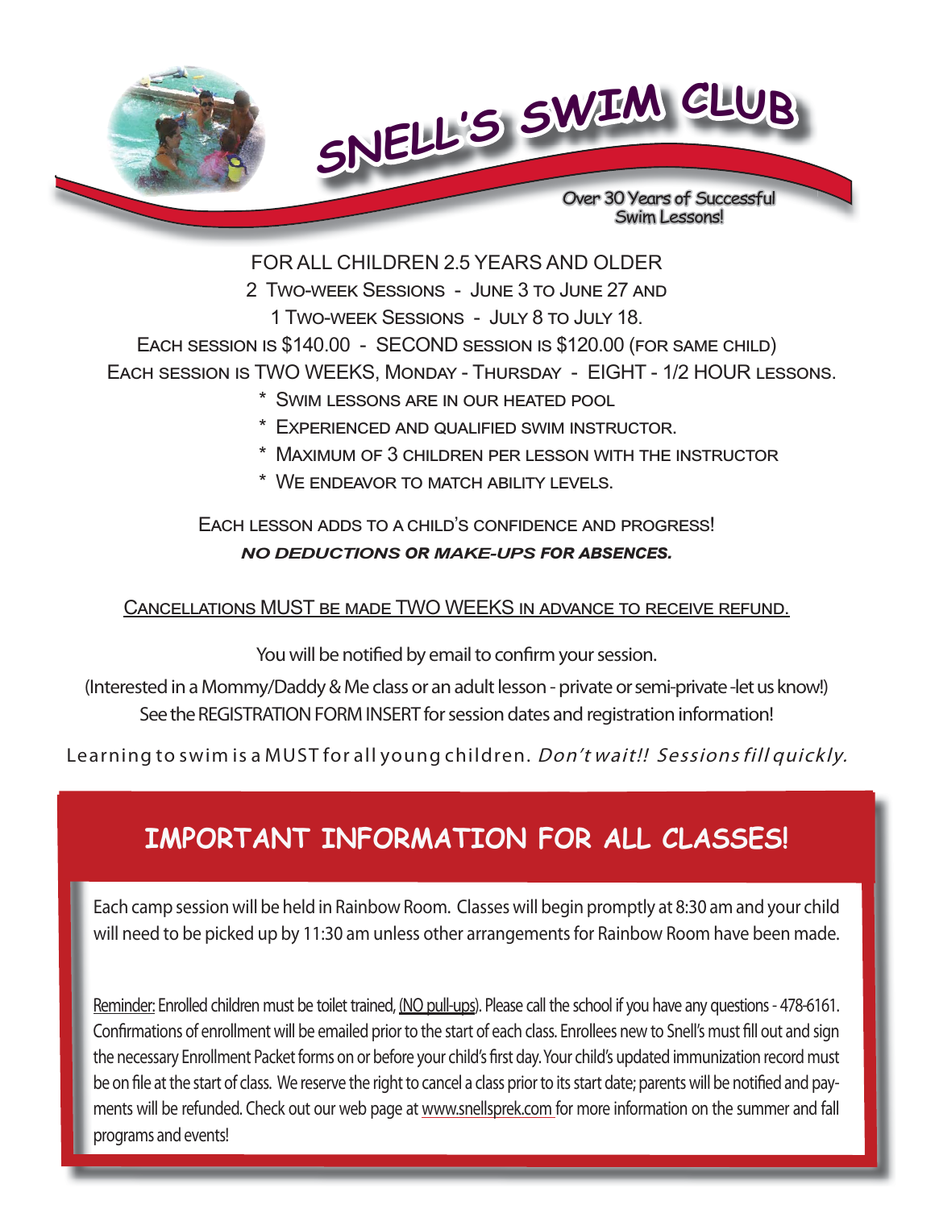# SNELL'S SWIM CLUB

Over 30 Years of Successful Swim Lessons!

FOR ALL CHILDREN 2.5 YEARS AND OLDER

2 TWO-WEEK SESSIONS - JUNE 3 TO JUNE 27 AND

1 TWO-WEEK SESSIONS - JULY 8 TO JULY 18.

EACH SESSION IS $140.00 - SECOND SESSION IS $120.00 (FOR SAME CHILD)

EACH SESSION IS TWO WEEKS, MONDAY - THURSDAY - EIGHT - 1/2 HOUR LESSONS.

* SWIM LESSONS ARE IN OUR HEATED POOL
* EXPERIENCED AND QUALIFIED SWIM INSTRUCTOR.
* MAXIMUM OF 3 CHILDREN PER LESSON WITH THE INSTRUCTOR
* WE ENDEAVOR TO MATCH ABILITY LEVELS.

EACH LESSON ADDS TO A CHILD'S CONFIDENCE AND PROGRESS!

***NO DEDUCTIONS OR MAKE-UPS FOR ABSENCES.***

<u>CANCELLATIONS MUST BE MADE TWO WEEKS IN ADVANCE TO RECEIVE REFUND.</u>

You will be notified by email to confirm your session.

(Interested in a Mommy/Daddy & Me class or an adult lesson - private or semi-private -let us know!)

See the REGISTRATION FORM INSERT for session dates and registration information!

Learning to swim is a MUST for all young children. *Don't wait!! Sessions fill quickly.*

## IMPORTANT INFORMATION FOR ALL CLASSES!

Each camp session will be held in Rainbow Room. Classes will begin promptly at 8:30 am and your child will need to be picked up by 11:30 am unless other arrangements for Rainbow Room have been made.

<u>Reminder:</u> Enrolled children must be toilet trained, <u>(NO pull-ups)</u>. Please call the school if you have any questions - 478-6161. Confirmations of enrollment will be emailed prior to the start of each class. Enrollees new to Snell's must fill out and sign the necessary Enrollment Packet forms on or before your child's first day. Your child's updated immunization record must be on file at the start of class. We reserve the right to cancel a class prior to its start date; parents will be notified and payments will be refunded. Check out our web page at <u>www.snellsprek.com</u> for more information on the summer and fall programs and events!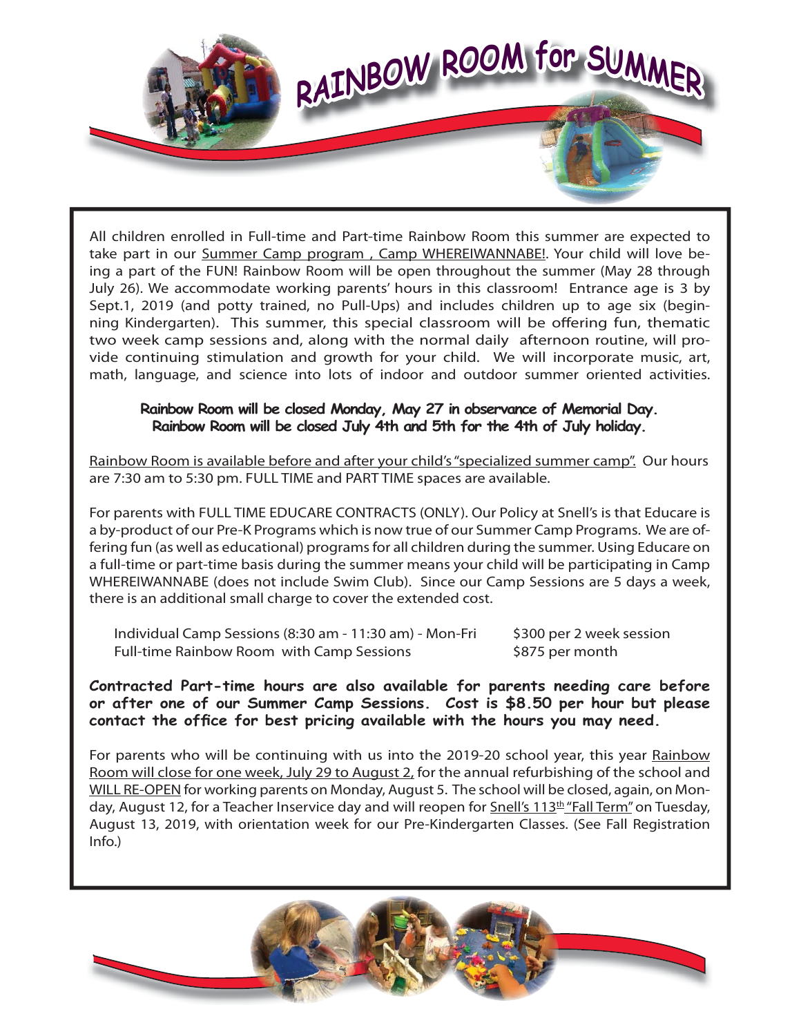# RAINBOW ROOM for SUMMER

All children enrolled in Full-time and Part-time Rainbow Room this summer are expected to take part in our Summer Camp program , Camp WHEREIWANNABE!. Your child will love being a part of the FUN! Rainbow Room will be open throughout the summer (May 28 through July 26). We accommodate working parents' hours in this classroom! Entrance age is 3 by Sept.1, 2019 (and potty trained, no Pull-Ups) and includes children up to age six (beginning Kindergarten). This summer, this special classroom will be offering fun, thematic two week camp sessions and, along with the normal daily afternoon routine, will provide continuing stimulation and growth for your child. We will incorporate music, art, math, language, and science into lots of indoor and outdoor summer oriented activities.

**Rainbow Room will be closed Monday, May 27 in observance of Memorial Day.**
**Rainbow Room will be closed July 4th and 5th for the 4th of July holiday.**

Rainbow Room is available before and after your child's "specialized summer camp". Our hours are 7:30 am to 5:30 pm. FULL TIME and PART TIME spaces are available.

For parents with FULL TIME EDUCARE CONTRACTS (ONLY). Our Policy at Snell's is that Educare is a by-product of our Pre-K Programs which is now true of our Summer Camp Programs. We are offering fun (as well as educational) programs for all children during the summer. Using Educare on a full-time or part-time basis during the summer means your child will be participating in Camp WHEREIWANNABE (does not include Swim Club). Since our Camp Sessions are 5 days a week, there is an additional small charge to cover the extended cost.

| | |
|---|---|
| Individual Camp Sessions (8:30 am - 11:30 am) - Mon-Fri | $300 per 2 week session |
| Full-time Rainbow Room with Camp Sessions | $875 per month |

**Contracted Part-time hours are also available for parents needing care before or after one of our Summer Camp Sessions. Cost is $8.50 per hour but please contact the office for best pricing available with the hours you may need.**

For parents who will be continuing with us into the 2019-20 school year, this year Rainbow Room will close for one week, July 29 to August 2, for the annual refurbishing of the school and WILL RE-OPEN for working parents on Monday, August 5. The school will be closed, again, on Monday, August 12, for a Teacher Inservice day and will reopen for Snell's 113th "Fall Term" on Tuesday, August 13, 2019, with orientation week for our Pre-Kindergarten Classes. (See Fall Registration Info.)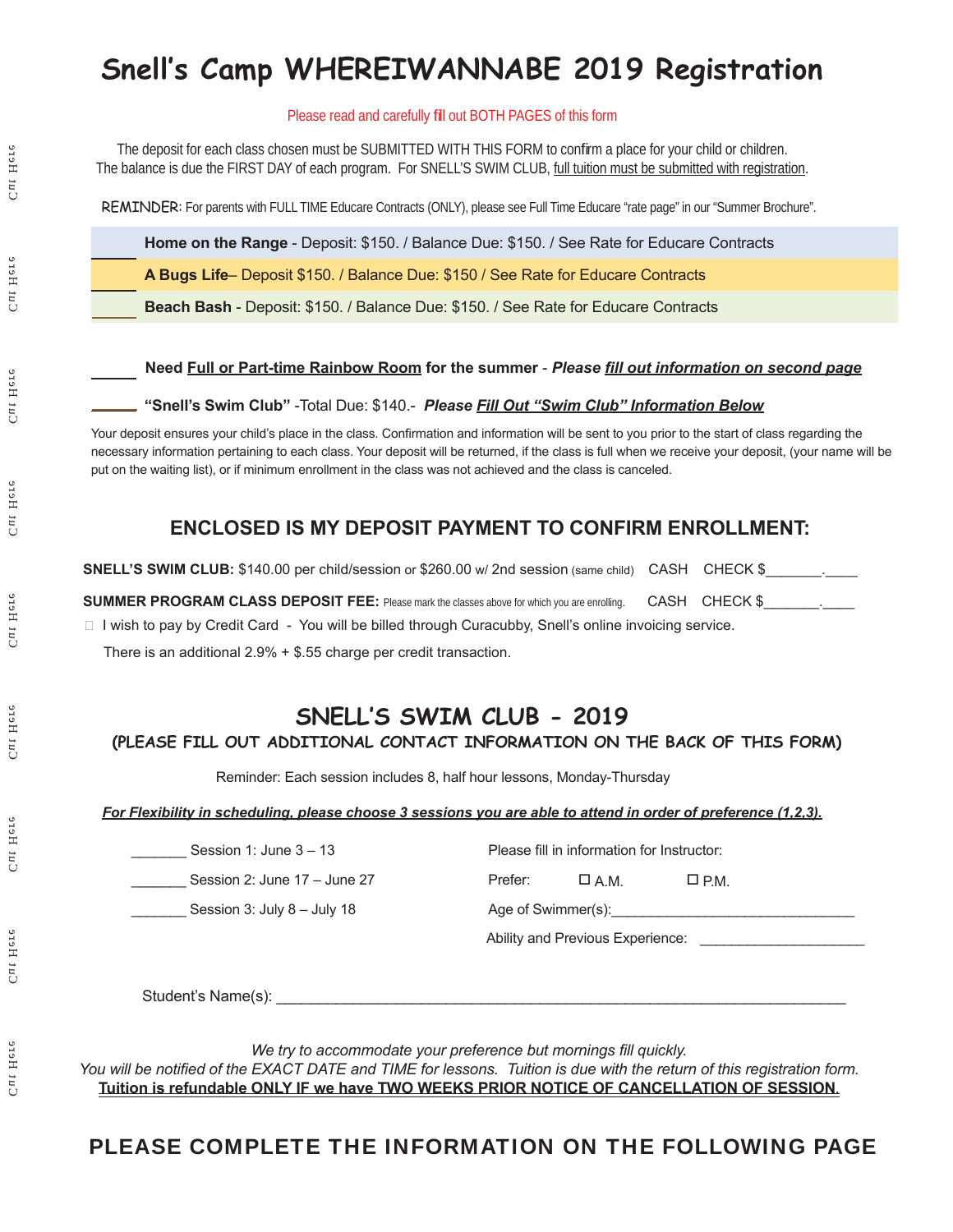# Snell's Camp WHEREIWANNABE 2019 Registration

Please read and carefully fill out BOTH PAGES of this form

The deposit for each class chosen must be SUBMITTED WITH THIS FORM to confirm a place for your child or children. The balance is due the FIRST DAY of each program. For SNELL'S SWIM CLUB, full tuition must be submitted with registration.

REMINDER: For parents with FULL TIME Educare Contracts (ONLY), please see Full Time Educare "rate page" in our "Summer Brochure".

_____ **Home on the Range** - Deposit: $150. / Balance Due: $150. / See Rate for Educare Contracts

_____ **A Bugs Life**– Deposit $150. / Balance Due: $150 / See Rate for Educare Contracts

_____ **Beach Bash** - Deposit: $150. / Balance Due: $150. / See Rate for Educare Contracts

_____ **Need Full or Part-time Rainbow Room for the summer** - ***Please fill out information on second page***

_____ **"Snell's Swim Club"** -Total Due: $140.- ***Please Fill Out "Swim Club" Information Below***

Your deposit ensures your child's place in the class. Confirmation and information will be sent to you prior to the start of class regarding the necessary information pertaining to each class. Your deposit will be returned, if the class is full when we receive your deposit, (your name will be put on the waiting list), or if minimum enrollment in the class was not achieved and the class is canceled.

## ENCLOSED IS MY DEPOSIT PAYMENT TO CONFIRM ENROLLMENT:

**SNELL'S SWIM CLUB:** $140.00 per child/session or $260.00 w/ 2nd session (same child) CASH CHECK $_______.____

**SUMMER PROGRAM CLASS DEPOSIT FEE:** Please mark the classes above for which you are enrolling. CASH CHECK $_______.____

☐ I wish to pay by Credit Card - You will be billed through Curacubby, Snell's online invoicing service.

There is an additional 2.9% + $.55 charge per credit transaction.

## SNELL'S SWIM CLUB - 2019

### (PLEASE FILL OUT ADDITIONAL CONTACT INFORMATION ON THE BACK OF THIS FORM)

Reminder: Each session includes 8, half hour lessons, Monday-Thursday

***For Flexibility in scheduling, please choose 3 sessions you are able to attend in order of preference (1,2,3).***

_______ Session 1: June 3 – 13

_______ Session 2: June 17 – June 27

_______ Session 3: July 8 – July 18

Please fill in information for Instructor:

Prefer: ☐ A.M. ☐ P.M.

Age of Swimmer(s):______________________________

Ability and Previous Experience: ____________________

Student's Name(s): ______________________________________________________________________

*We try to accommodate your preference but mornings fill quickly.*

*You will be notified of the EXACT DATE and TIME for lessons. Tuition is due with the return of this registration form.*

**Tuition is refundable ONLY IF we have TWO WEEKS PRIOR NOTICE OF CANCELLATION OF SESSION.**

## PLEASE COMPLETE THE INFORMATION ON THE FOLLOWING PAGE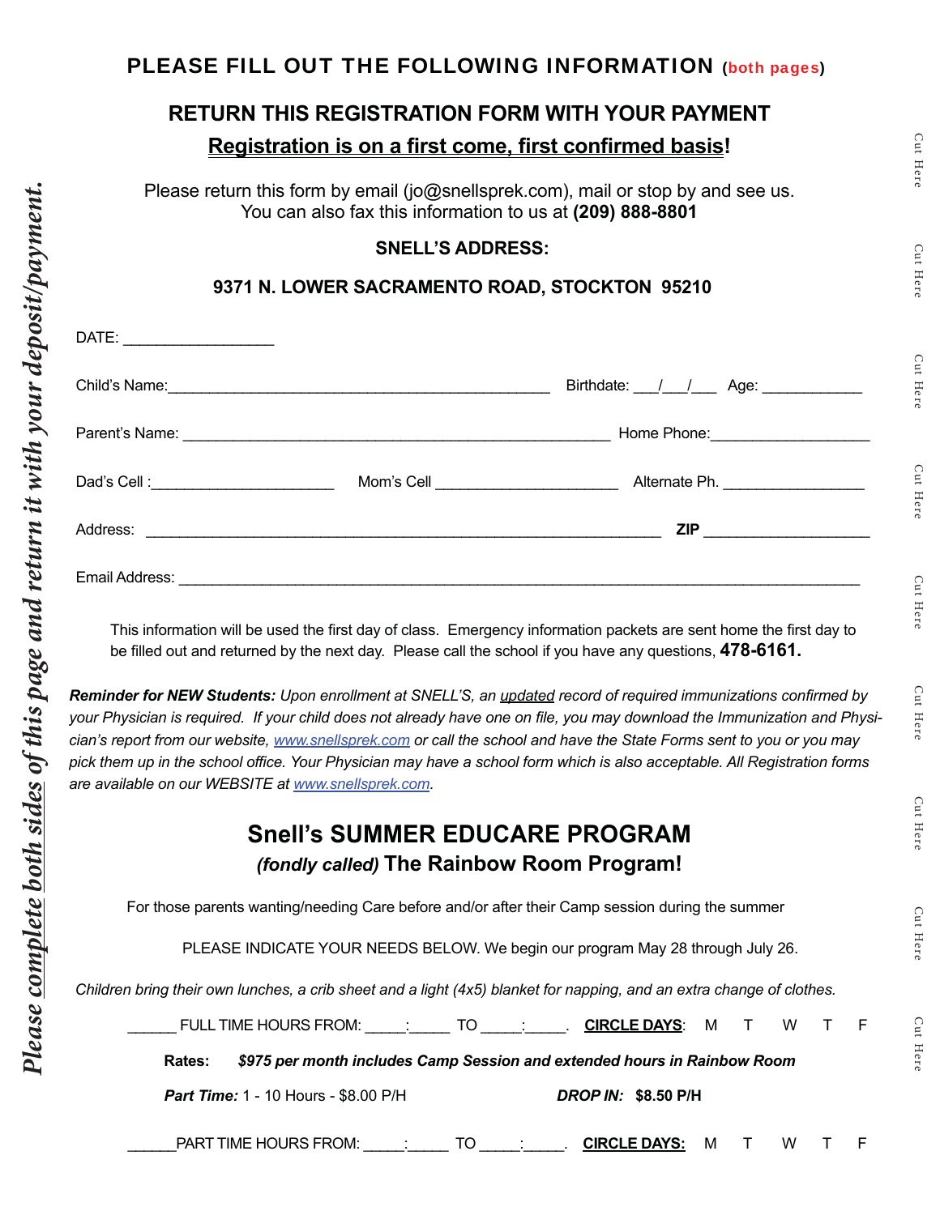## PLEASE FILL OUT THE FOLLOWING INFORMATION (both pages)

### RETURN THIS REGISTRATION FORM WITH YOUR PAYMENT

**Registration is on a first come, first confirmed basis!**

Please return this form by email (jo@snellsprek.com), mail or stop by and see us.
You can also fax this information to us at **(209) 888-8801**

**SNELL'S ADDRESS:**

**9371 N. LOWER SACRAMENTO ROAD, STOCKTON 95210**

DATE: ________________

Child's Name:____________________________________________ Birthdate: ___/___/___ Age: ___________

Parent's Name: _________________________________________________ Home Phone:_________________

Dad's Cell :____________________ Mom's Cell ____________________ Alternate Ph. _______________

Address: ___________________________________________________________ **ZIP** __________________

Email Address: ______________________________________________________________________________

This information will be used the first day of class. Emergency information packets are sent home the first day to be filled out and returned by the next day. Please call the school if you have any questions, **478-6161.**

***Reminder for NEW Students:*** *Upon enrollment at SNELL'S, an updated record of required immunizations confirmed by your Physician is required. If your child does not already have one on file, you may download the Immunization and Physician's report from our website, www.snellsprek.com or call the school and have the State Forms sent to you or you may pick them up in the school office. Your Physician may have a school form which is also acceptable. All Registration forms are available on our WEBSITE at www.snellsprek.com.*

## Snell's SUMMER EDUCARE PROGRAM

### *(fondly called)* The Rainbow Room Program!

For those parents wanting/needing Care before and/or after their Camp session during the summer

PLEASE INDICATE YOUR NEEDS BELOW. We begin our program May 28 through July 26.

*Children bring their own lunches, a crib sheet and a light (4x5) blanket for napping, and an extra change of clothes.*

______ FULL TIME HOURS FROM: _____:_____ TO _____:_____. **CIRCLE DAYS**: M T W T F

**Rates:** ***$975 per month includes Camp Session and extended hours in Rainbow Room***

***Part Time:*** 1 - 10 Hours - $8.00 P/H ***DROP IN:*** **$8.50 P/H**

______PART TIME HOURS FROM: _____:_____ TO _____:_____. **CIRCLE DAYS:** M T W T F

*Please complete both sides of this page and return it with your deposit/payment.*